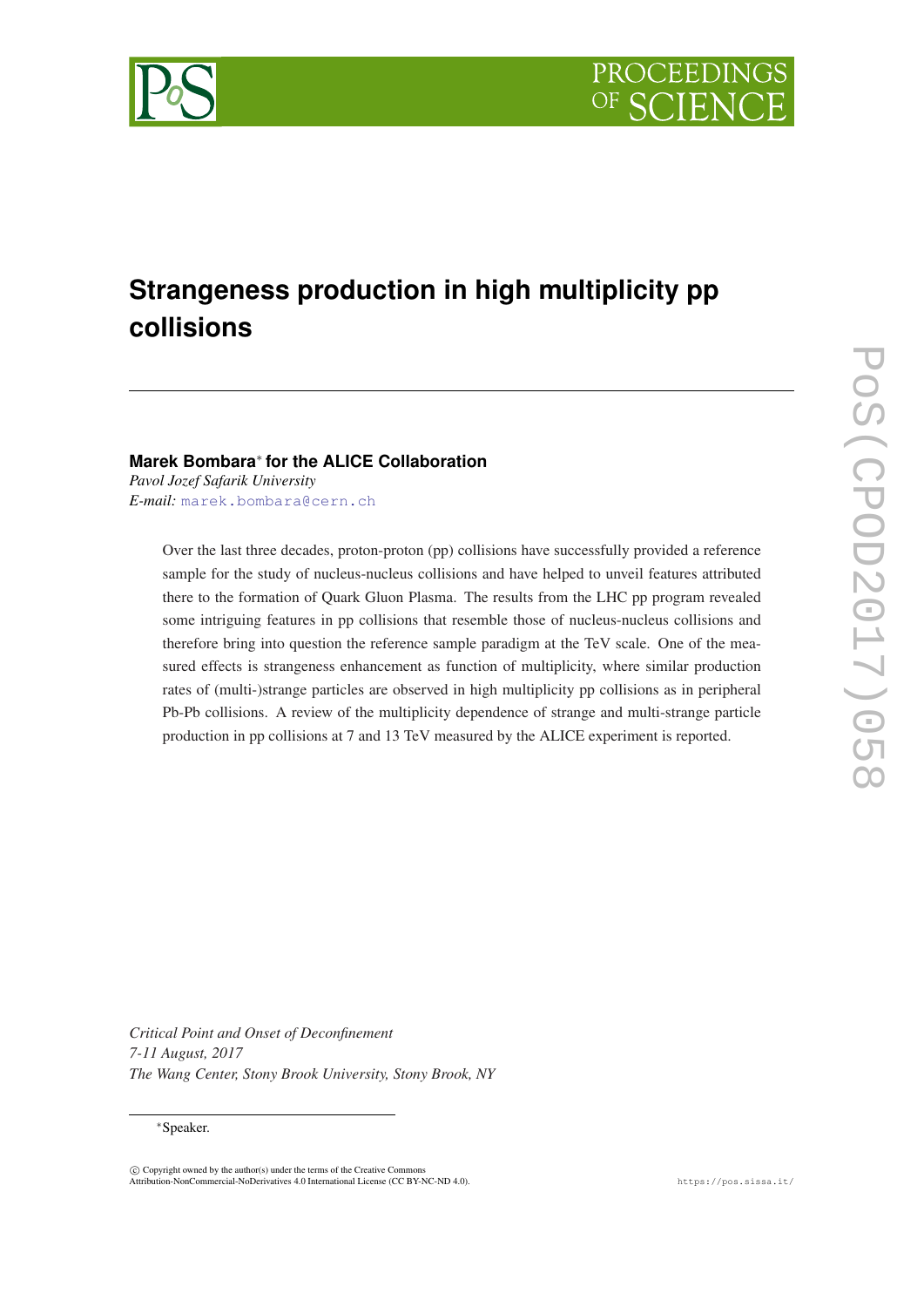# Strangeness production in high multiplicity pp collisions

**Marek Bombara*** **for the ALICE Collaboration**

*Pavol Jozef Safarik University*

*E-mail:* marek.bombara@cern.ch

Over the last three decades, proton-proton (pp) collisions have successfully provided a reference sample for the study of nucleus-nucleus collisions and have helped to unveil features attributed there to the formation of Quark Gluon Plasma. The results from the LHC pp program revealed some intriguing features in pp collisions that resemble those of nucleus-nucleus collisions and therefore bring into question the reference sample paradigm at the TeV scale. One of the measured effects is strangeness enhancement as function of multiplicity, where similar production rates of (multi-)strange particles are observed in high multiplicity pp collisions as in peripheral Pb-Pb collisions. A review of the multiplicity dependence of strange and multi-strange particle production in pp collisions at 7 and 13 TeV measured by the ALICE experiment is reported.

*Critical Point and Onset of Deconfinement*
*7-11 August, 2017*
*The Wang Center, Stony Brook University, Stony Brook, NY*

*Speaker.

© Copyright owned by the author(s) under the terms of the Creative Commons Attribution-NonCommercial-NoDerivatives 4.0 International License (CC BY-NC-ND 4.0).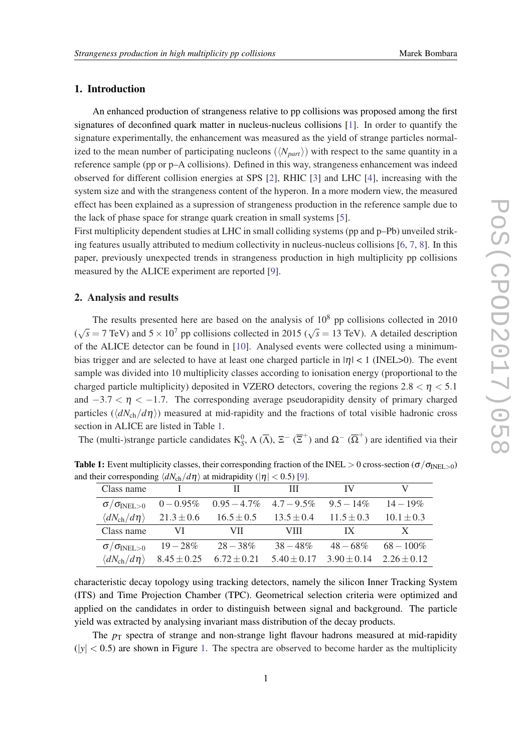## 1. Introduction

An enhanced production of strangeness relative to pp collisions was proposed among the first signatures of deconfined quark matter in nucleus-nucleus collisions [1]. In order to quantify the signature experimentally, the enhancement was measured as the yield of strange particles normalized to the mean number of participating nucleons ($\langle N_{part} \rangle$) with respect to the same quantity in a reference sample (pp or p–A collisions). Defined in this way, strangeness enhancement was indeed observed for different collision energies at SPS [2], RHIC [3] and LHC [4], increasing with the system size and with the strangeness content of the hyperon. In a more modern view, the measured effect has been explained as a supression of strangeness production in the reference sample due to the lack of phase space for strange quark creation in small systems [5].

First multiplicity dependent studies at LHC in small colliding systems (pp and p–Pb) unveiled striking features usually attributed to medium collectivity in nucleus-nucleus collisions [6, 7, 8]. In this paper, previously unexpected trends in strangeness production in high multiplicity pp collisions measured by the ALICE experiment are reported [9].

## 2. Analysis and results

The results presented here are based on the analysis of $10^8$ pp collisions collected in 2010 ($\sqrt{s} = 7$ TeV) and $5 \times 10^7$ pp collisions collected in 2015 ($\sqrt{s} = 13$ TeV). A detailed description of the ALICE detector can be found in [10]. Analysed events were collected using a minimum-bias trigger and are selected to have at least one charged particle in $|\eta| < 1$ (INEL>0). The event sample was divided into 10 multiplicity classes according to ionisation energy (proportional to the charged particle multiplicity) deposited in VZERO detectors, covering the regions $2.8 < \eta < 5.1$ and $-3.7 < \eta < -1.7$. The corresponding average pseudorapidity density of primary charged particles ($\langle dN_{\mathrm{ch}}/d\eta \rangle$) measured at mid-rapidity and the fractions of total visible hadronic cross section in ALICE are listed in Table 1.

The (multi-)strange particle candidates $\mathrm{K}^0_S$, $\Lambda$ ($\overline{\Lambda}$), $\Xi^-$ ($\overline{\Xi}^+$) and $\Omega^-$ ($\overline{\Omega}^+$) are identified via their characteristic decay topology using tracking detectors, namely the silicon Inner Tracking System (ITS) and Time Projection Chamber (TPC). Geometrical selection criteria were optimized and applied on the candidates in order to distinguish between signal and background. The particle yield was extracted by analysing invariant mass distribution of the decay products.

**Table 1:** Event multiplicity classes, their corresponding fraction of the INEL $> 0$ cross-section ($\sigma/\sigma_{\mathrm{INEL}>0}$) and their corresponding $\langle dN_{\mathrm{ch}}/d\eta \rangle$ at midrapidity ($|\eta| < 0.5$) [9].

| Class name | I | II | III | IV | V |
|---|---|---|---|---|---|
| $\sigma/\sigma_{\mathrm{INEL}>0}$ | $0-0.95\%$ | $0.95-4.7\%$ | $4.7-9.5\%$ | $9.5-14\%$ | $14-19\%$ |
| $\langle dN_{\mathrm{ch}}/d\eta \rangle$ | $21.3 \pm 0.6$ | $16.5 \pm 0.5$ | $13.5 \pm 0.4$ | $11.5 \pm 0.3$ | $10.1 \pm 0.3$ |
| **Class name** | **VI** | **VII** | **VIII** | **IX** | **X** |
| $\sigma/\sigma_{\mathrm{INEL}>0}$ | $19-28\%$ | $28-38\%$ | $38-48\%$ | $48-68\%$ | $68-100\%$ |
| $\langle dN_{\mathrm{ch}}/d\eta \rangle$ | $8.45 \pm 0.25$ | $6.72 \pm 0.21$ | $5.40 \pm 0.17$ | $3.90 \pm 0.14$ | $2.26 \pm 0.12$ |

The $p_{\mathrm{T}}$ spectra of strange and non-strange light flavour hadrons measured at mid-rapidity ($|y| < 0.5$) are shown in Figure 1. The spectra are observed to become harder as the multiplicity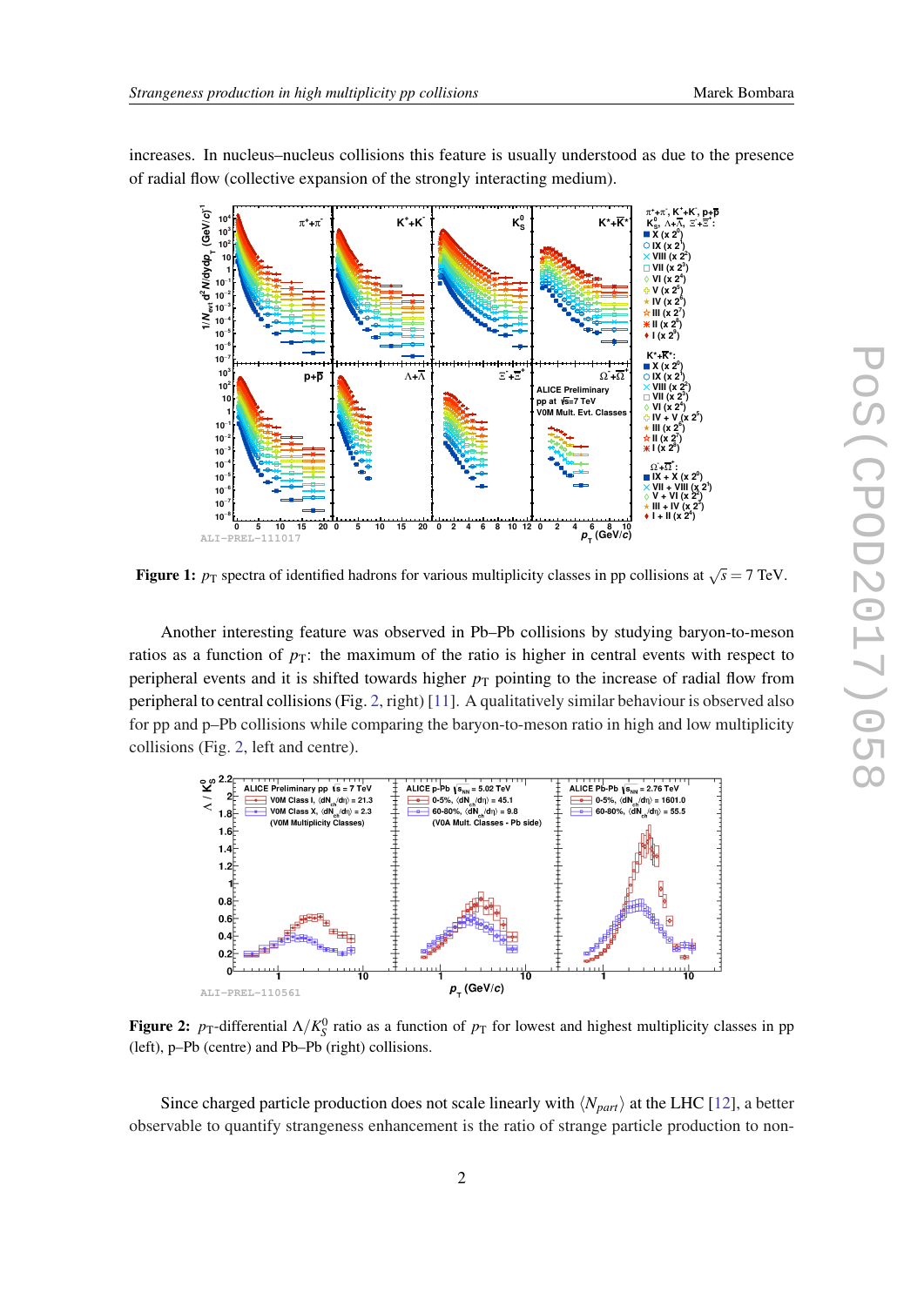increases. In nucleus–nucleus collisions this feature is usually understood as due to the presence of radial flow (collective expansion of the strongly interacting medium).

**Figure 1:** $p_T$ spectra of identified hadrons for various multiplicity classes in pp collisions at $\sqrt{s} = 7$ TeV.

Another interesting feature was observed in Pb–Pb collisions by studying baryon-to-meson ratios as a function of $p_T$: the maximum of the ratio is higher in central events with respect to peripheral events and it is shifted towards higher $p_T$ pointing to the increase of radial flow from peripheral to central collisions (Fig. 2, right) [11]. A qualitatively similar behaviour is observed also for pp and p–Pb collisions while comparing the baryon-to-meson ratio in high and low multiplicity collisions (Fig. 2, left and centre).

**Figure 2:** $p_T$-differential $\Lambda/K^0_S$ ratio as a function of $p_T$ for lowest and highest multiplicity classes in pp (left), p–Pb (centre) and Pb–Pb (right) collisions.

Since charged particle production does not scale linearly with $\langle N_{part} \rangle$ at the LHC [12], a better observable to quantify strangeness enhancement is the ratio of strange particle production to non-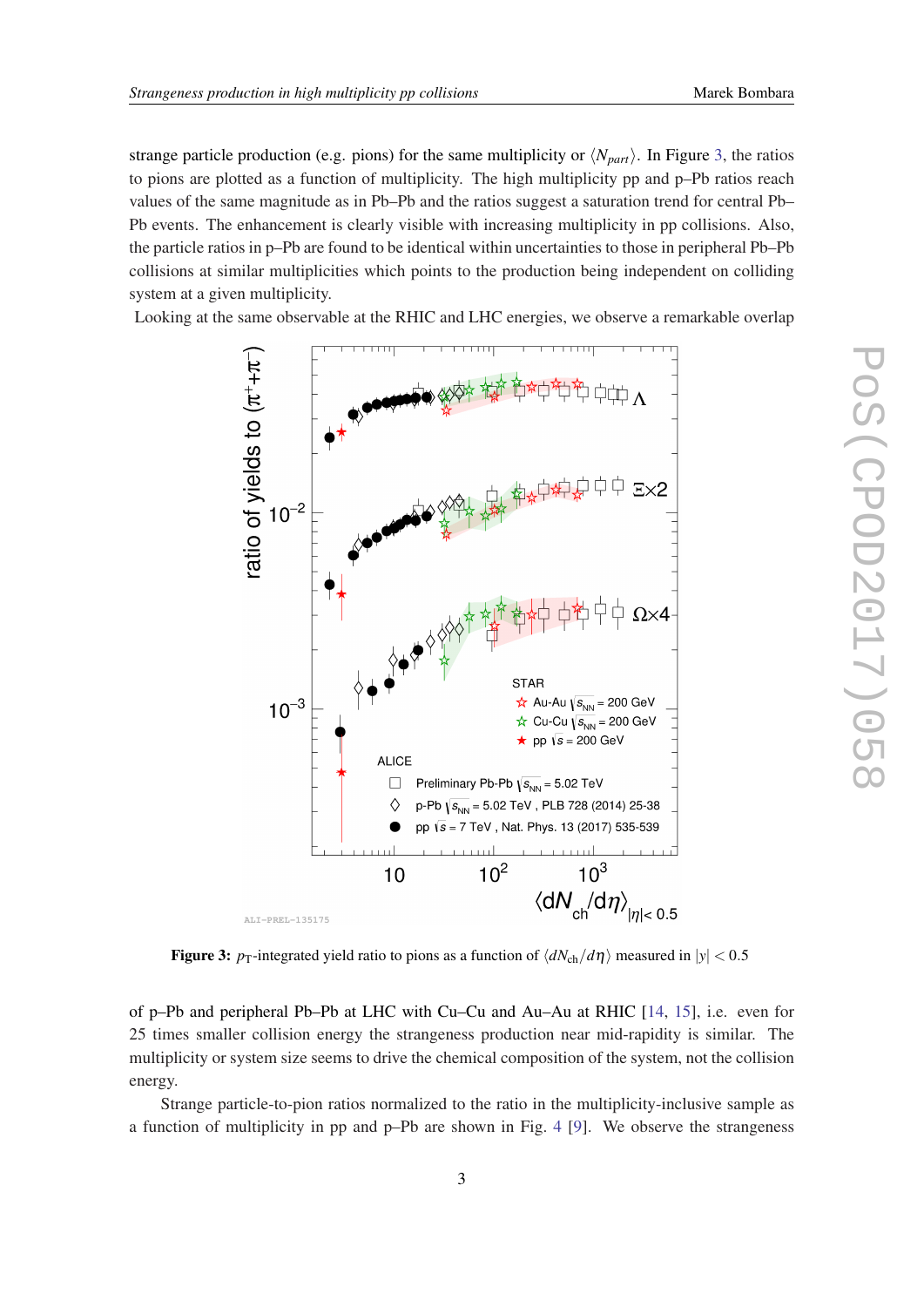strange particle production (e.g. pions) for the same multiplicity or $\langle N_{part} \rangle$. In Figure 3, the ratios to pions are plotted as a function of multiplicity. The high multiplicity pp and p–Pb ratios reach values of the same magnitude as in Pb–Pb and the ratios suggest a saturation trend for central Pb–Pb events. The enhancement is clearly visible with increasing multiplicity in pp collisions. Also, the particle ratios in p–Pb are found to be identical within uncertainties to those in peripheral Pb–Pb collisions at similar multiplicities which points to the production being independent on colliding system at a given multiplicity.

Looking at the same observable at the RHIC and LHC energies, we observe a remarkable overlap

**Figure 3:** $p_{\mathrm{T}}$-integrated yield ratio to pions as a function of $\langle dN_{\mathrm{ch}}/d\eta \rangle$ measured in $|y| < 0.5$

of p–Pb and peripheral Pb–Pb at LHC with Cu–Cu and Au–Au at RHIC [14, 15], i.e. even for 25 times smaller collision energy the strangeness production near mid-rapidity is similar. The multiplicity or system size seems to drive the chemical composition of the system, not the collision energy.

Strange particle-to-pion ratios normalized to the ratio in the multiplicity-inclusive sample as a function of multiplicity in pp and p–Pb are shown in Fig. 4 [9]. We observe the strangeness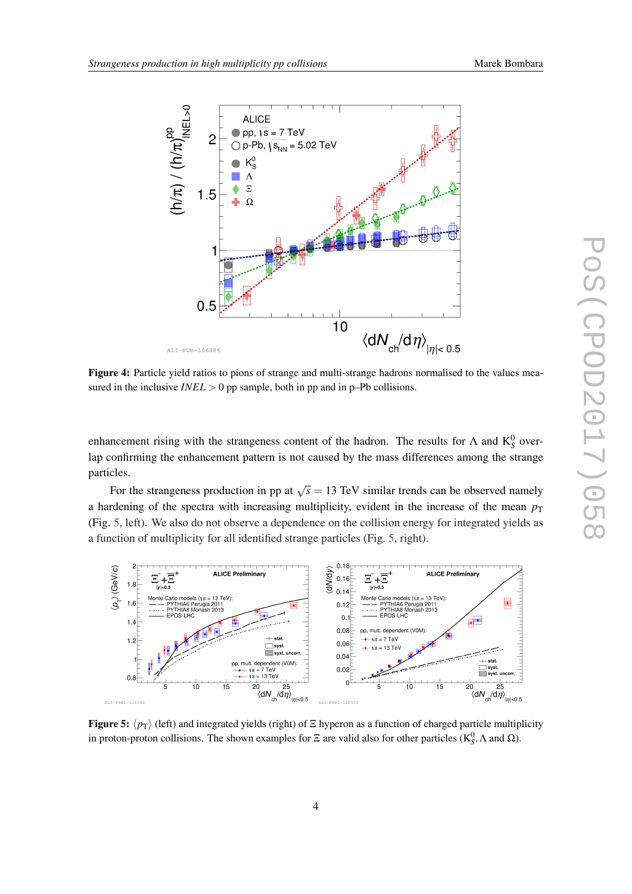**Figure 4:** Particle yield ratios to pions of strange and multi-strange hadrons normalised to the values measured in the inclusive $INEL > 0$ pp sample, both in pp and in p–Pb collisions.

enhancement rising with the strangeness content of the hadron. The results for $\Lambda$ and $K^0_S$ overlap confirming the enhancement pattern is not caused by the mass differences among the strange particles.

For the strangeness production in pp at $\sqrt{s} = 13$ TeV similar trends can be observed namely a hardening of the spectra with increasing multiplicity, evident in the increase of the mean $p_T$ (Fig. 5, left). We also do not observe a dependence on the collision energy for integrated yields as a function of multiplicity for all identified strange particles (Fig. 5, right).

**Figure 5:** $\langle p_T \rangle$ (left) and integrated yields (right) of $\Xi$ hyperon as a function of charged particle multiplicity in proton-proton collisions. The shown examples for $\Xi$ are valid also for other particles ($K^0_S$, $\Lambda$ and $\Omega$).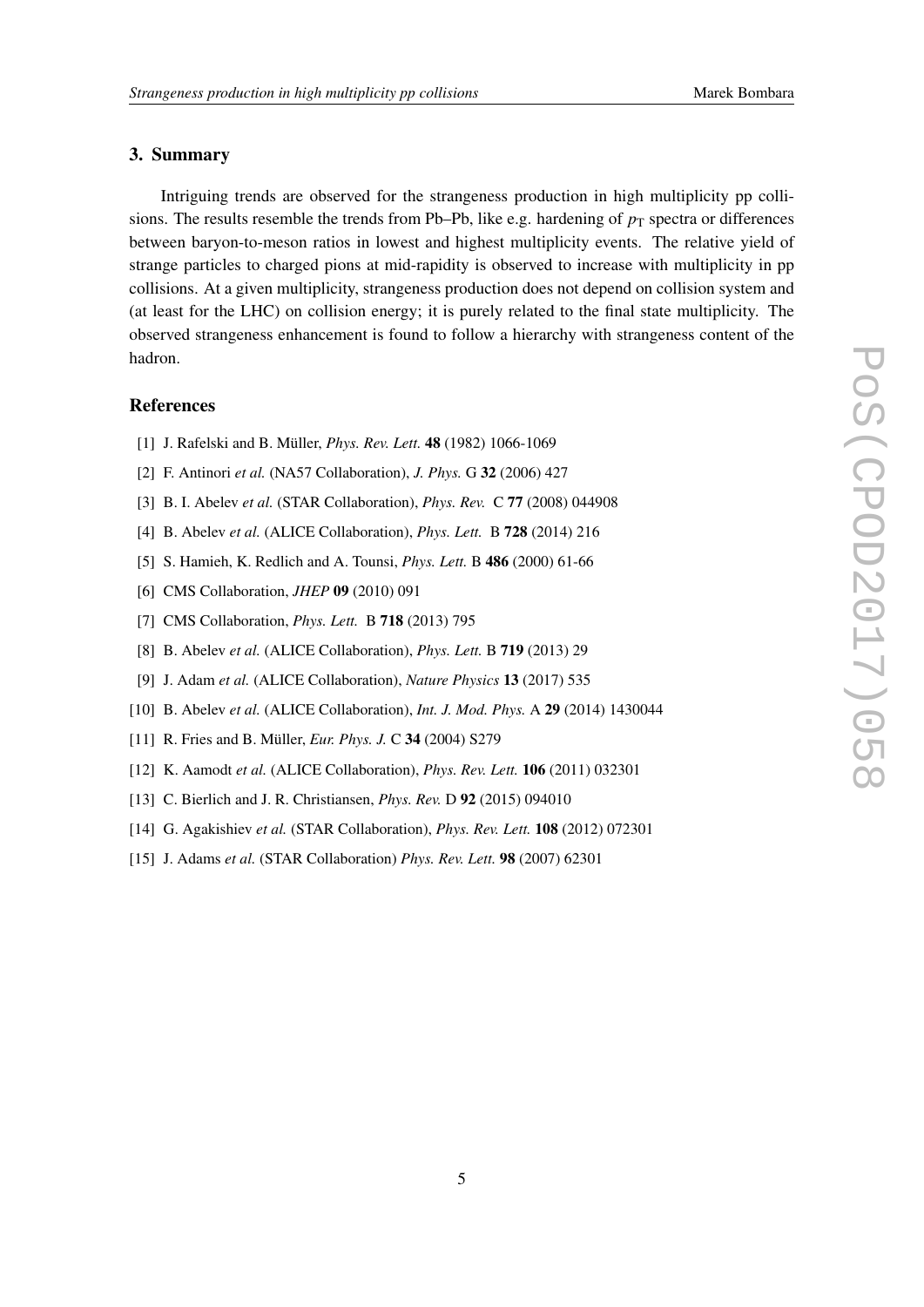## 3. Summary

Intriguing trends are observed for the strangeness production in high multiplicity pp collisions. The results resemble the trends from Pb–Pb, like e.g. hardening of $p_{\mathrm{T}}$ spectra or differences between baryon-to-meson ratios in lowest and highest multiplicity events. The relative yield of strange particles to charged pions at mid-rapidity is observed to increase with multiplicity in pp collisions. At a given multiplicity, strangeness production does not depend on collision system and (at least for the LHC) on collision energy; it is purely related to the final state multiplicity. The observed strangeness enhancement is found to follow a hierarchy with strangeness content of the hadron.

## References

[1] J. Rafelski and B. Müller, *Phys. Rev. Lett.* **48** (1982) 1066-1069

[2] F. Antinori *et al.* (NA57 Collaboration), *J. Phys.* G **32** (2006) 427

[3] B. I. Abelev *et al.* (STAR Collaboration), *Phys. Rev.* C **77** (2008) 044908

[4] B. Abelev *et al.* (ALICE Collaboration), *Phys. Lett.* B **728** (2014) 216

[5] S. Hamieh, K. Redlich and A. Tounsi, *Phys. Lett.* B **486** (2000) 61-66

[6] CMS Collaboration, *JHEP* **09** (2010) 091

[7] CMS Collaboration, *Phys. Lett.* B **718** (2013) 795

[8] B. Abelev *et al.* (ALICE Collaboration), *Phys. Lett.* B **719** (2013) 29

[9] J. Adam *et al.* (ALICE Collaboration), *Nature Physics* **13** (2017) 535

[10] B. Abelev *et al.* (ALICE Collaboration), *Int. J. Mod. Phys.* A **29** (2014) 1430044

[11] R. Fries and B. Müller, *Eur. Phys. J.* C **34** (2004) S279

[12] K. Aamodt *et al.* (ALICE Collaboration), *Phys. Rev. Lett.* **106** (2011) 032301

[13] C. Bierlich and J. R. Christiansen, *Phys. Rev.* D **92** (2015) 094010

[14] G. Agakishiev *et al.* (STAR Collaboration), *Phys. Rev. Lett.* **108** (2012) 072301

[15] J. Adams *et al.* (STAR Collaboration) *Phys. Rev. Lett.* **98** (2007) 62301